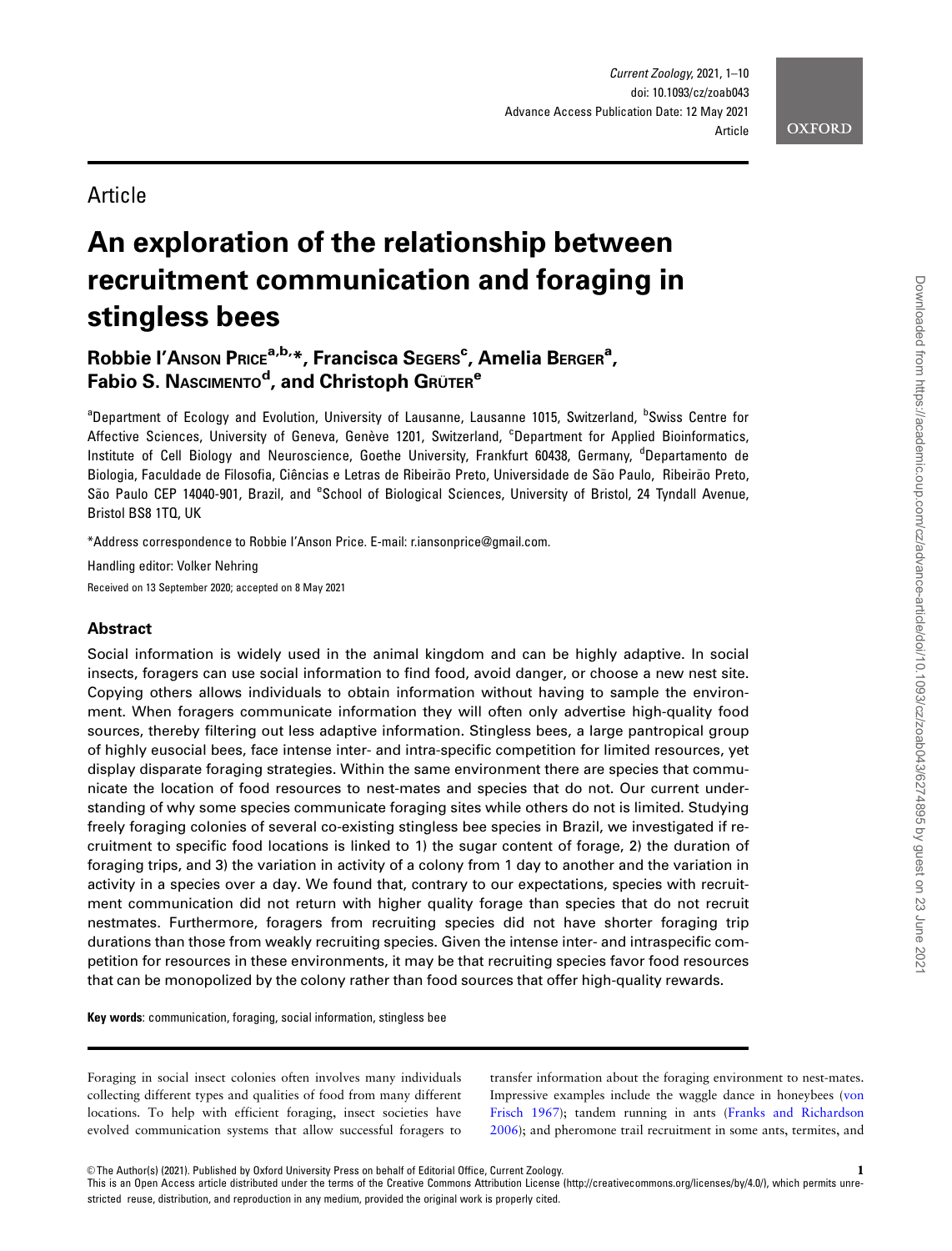Article

# An exploration of the relationship between recruitment communication and foraging in stingless bees

**Robbie I'Anson Price[a,b,*], Francisca Segers[c], Amelia Berger[a], Fabio S. Nascimento[d], and Christoph Grüter[e]**

[a]Department of Ecology and Evolution, University of Lausanne, Lausanne 1015, Switzerland, [b]Swiss Centre for Affective Sciences, University of Geneva, Genève 1201, Switzerland, [c]Department for Applied Bioinformatics, Institute of Cell Biology and Neuroscience, Goethe University, Frankfurt 60438, Germany, [d]Departamento de Biologia, Faculdade de Filosofia, Ciências e Letras de Ribeirão Preto, Universidade de São Paulo, Ribeirão Preto, São Paulo CEP 14040-901, Brazil, and [e]School of Biological Sciences, University of Bristol, 24 Tyndall Avenue, Bristol BS8 1TQ, UK

*Address correspondence to Robbie I'Anson Price. E-mail: r.iansonprice@gmail.com.

Handling editor: Volker Nehring

Received on 13 September 2020; accepted on 8 May 2021

## Abstract

Social information is widely used in the animal kingdom and can be highly adaptive. In social insects, foragers can use social information to find food, avoid danger, or choose a new nest site. Copying others allows individuals to obtain information without having to sample the environment. When foragers communicate information they will often only advertise high-quality food sources, thereby filtering out less adaptive information. Stingless bees, a large pantropical group of highly eusocial bees, face intense inter- and intra-specific competition for limited resources, yet display disparate foraging strategies. Within the same environment there are species that communicate the location of food resources to nest-mates and species that do not. Our current understanding of why some species communicate foraging sites while others do not is limited. Studying freely foraging colonies of several co-existing stingless bee species in Brazil, we investigated if recruitment to specific food locations is linked to 1) the sugar content of forage, 2) the duration of foraging trips, and 3) the variation in activity of a colony from 1 day to another and the variation in activity in a species over a day. We found that, contrary to our expectations, species with recruitment communication did not return with higher quality forage than species that do not recruit nestmates. Furthermore, foragers from recruiting species did not have shorter foraging trip durations than those from weakly recruiting species. Given the intense inter- and intraspecific competition for resources in these environments, it may be that recruiting species favor food resources that can be monopolized by the colony rather than food sources that offer high-quality rewards.

**Key words**: communication, foraging, social information, stingless bee

Foraging in social insect colonies often involves many individuals collecting different types and qualities of food from many different locations. To help with efficient foraging, insect societies have evolved communication systems that allow successful foragers to transfer information about the foraging environment to nest-mates. Impressive examples include the waggle dance in honeybees (von Frisch 1967); tandem running in ants (Franks and Richardson 2006); and pheromone trail recruitment in some ants, termites, and

© The Author(s) (2021). Published by Oxford University Press on behalf of Editorial Office, Current Zoology.
This is an Open Access article distributed under the terms of the Creative Commons Attribution License (http://creativecommons.org/licenses/by/4.0/), which permits unrestricted reuse, distribution, and reproduction in any medium, provided the original work is properly cited.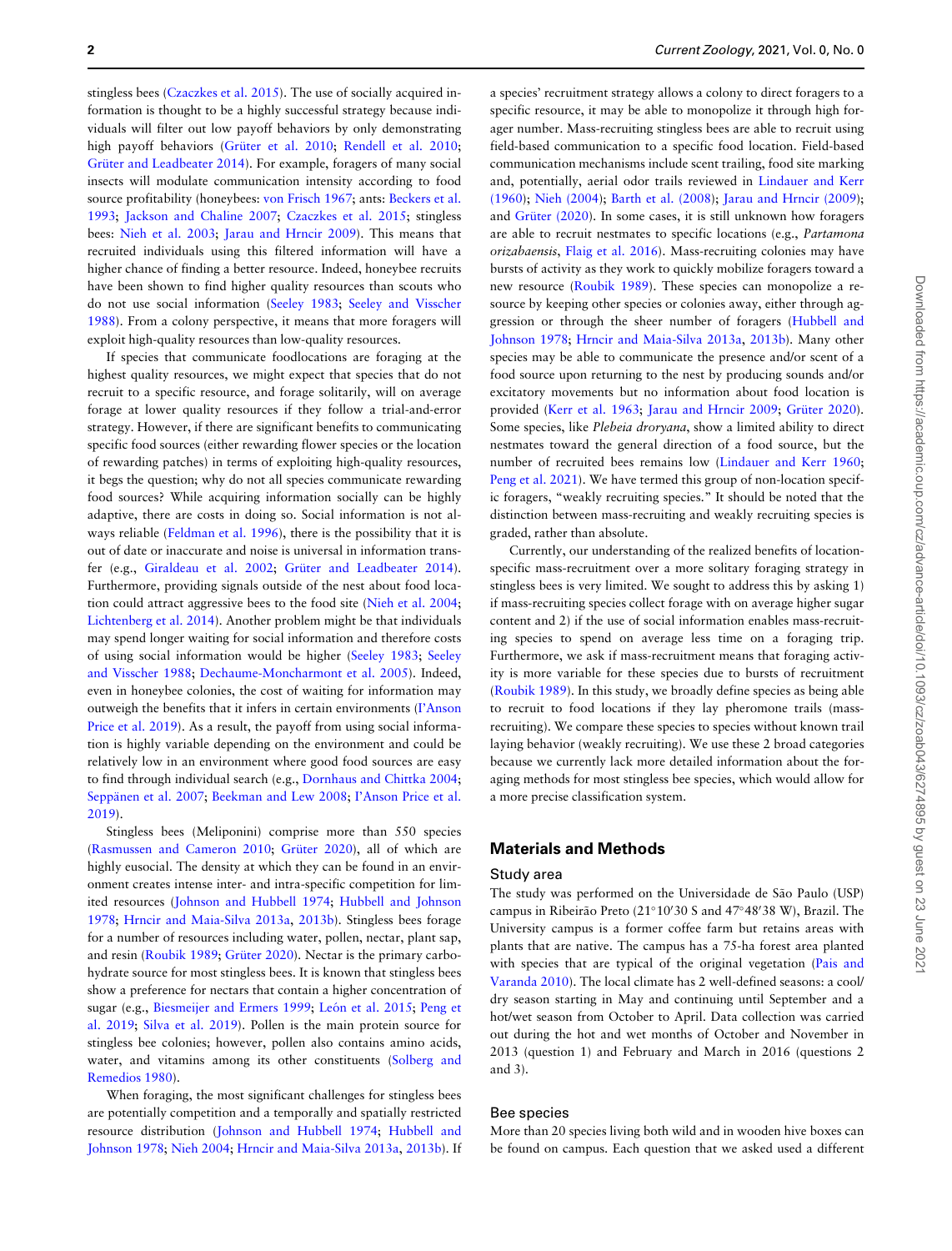stingless bees (Czaczkes et al. 2015). The use of socially acquired information is thought to be a highly successful strategy because individuals will filter out low payoff behaviors by only demonstrating high payoff behaviors (Grüter et al. 2010; Rendell et al. 2010; Grüter and Leadbeater 2014). For example, foragers of many social insects will modulate communication intensity according to food source profitability (honeybees: von Frisch 1967; ants: Beckers et al. 1993; Jackson and Chaline 2007; Czaczkes et al. 2015; stingless bees: Nieh et al. 2003; Jarau and Hrncir 2009). This means that recruited individuals using this filtered information will have a higher chance of finding a better resource. Indeed, honeybee recruits have been shown to find higher quality resources than scouts who do not use social information (Seeley 1983; Seeley and Visscher 1988). From a colony perspective, it means that more foragers will exploit high-quality resources than low-quality resources.

If species that communicate foodlocations are foraging at the highest quality resources, we might expect that species that do not recruit to a specific resource, and forage solitarily, will on average forage at lower quality resources if they follow a trial-and-error strategy. However, if there are significant benefits to communicating specific food sources (either rewarding flower species or the location of rewarding patches) in terms of exploiting high-quality resources, it begs the question; why do not all species communicate rewarding food sources? While acquiring information socially can be highly adaptive, there are costs in doing so. Social information is not always reliable (Feldman et al. 1996), there is the possibility that it is out of date or inaccurate and noise is universal in information transfer (e.g., Giraldeau et al. 2002; Grüter and Leadbeater 2014). Furthermore, providing signals outside of the nest about food location could attract aggressive bees to the food site (Nieh et al. 2004; Lichtenberg et al. 2014). Another problem might be that individuals may spend longer waiting for social information and therefore costs of using social information would be higher (Seeley 1983; Seeley and Visscher 1988; Dechaume-Moncharmont et al. 2005). Indeed, even in honeybee colonies, the cost of waiting for information may outweigh the benefits that it infers in certain environments (I'Anson Price et al. 2019). As a result, the payoff from using social information is highly variable depending on the environment and could be relatively low in an environment where good food sources are easy to find through individual search (e.g., Dornhaus and Chittka 2004; Seppänen et al. 2007; Beekman and Lew 2008; I'Anson Price et al. 2019).

Stingless bees (Meliponini) comprise more than 550 species (Rasmussen and Cameron 2010; Grüter 2020), all of which are highly eusocial. The density at which they can be found in an environment creates intense inter- and intra-specific competition for limited resources (Johnson and Hubbell 1974; Hubbell and Johnson 1978; Hrncir and Maia-Silva 2013a, 2013b). Stingless bees forage for a number of resources including water, pollen, nectar, plant sap, and resin (Roubik 1989; Grüter 2020). Nectar is the primary carbohydrate source for most stingless bees. It is known that stingless bees show a preference for nectars that contain a higher concentration of sugar (e.g., Biesmeijer and Ermers 1999; León et al. 2015; Peng et al. 2019; Silva et al. 2019). Pollen is the main protein source for stingless bee colonies; however, pollen also contains amino acids, water, and vitamins among its other constituents (Solberg and Remedios 1980).

When foraging, the most significant challenges for stingless bees are potentially competition and a temporally and spatially restricted resource distribution (Johnson and Hubbell 1974; Hubbell and Johnson 1978; Nieh 2004; Hrncir and Maia-Silva 2013a, 2013b). If a species' recruitment strategy allows a colony to direct foragers to a specific resource, it may be able to monopolize it through high forager number. Mass-recruiting stingless bees are able to recruit using field-based communication to a specific food location. Field-based communication mechanisms include scent trailing, food site marking and, potentially, aerial odor trails reviewed in Lindauer and Kerr (1960); Nieh (2004); Barth et al. (2008); Jarau and Hrncir (2009); and Grüter (2020). In some cases, it is still unknown how foragers are able to recruit nestmates to specific locations (e.g., *Partamona orizabaensis*, Flaig et al. 2016). Mass-recruiting colonies may have bursts of activity as they work to quickly mobilize foragers toward a new resource (Roubik 1989). These species can monopolize a resource by keeping other species or colonies away, either through aggression or through the sheer number of foragers (Hubbell and Johnson 1978; Hrncir and Maia-Silva 2013a, 2013b). Many other species may be able to communicate the presence and/or scent of a food source upon returning to the nest by producing sounds and/or excitatory movements but no information about food location is provided (Kerr et al. 1963; Jarau and Hrncir 2009; Grüter 2020). Some species, like *Plebeia droryana*, show a limited ability to direct nestmates toward the general direction of a food source, but the number of recruited bees remains low (Lindauer and Kerr 1960; Peng et al. 2021). We have termed this group of non-location specific foragers, "weakly recruiting species." It should be noted that the distinction between mass-recruiting and weakly recruiting species is graded, rather than absolute.

Currently, our understanding of the realized benefits of location-specific mass-recruitment over a more solitary foraging strategy in stingless bees is very limited. We sought to address this by asking 1) if mass-recruiting species collect forage with on average higher sugar content and 2) if the use of social information enables mass-recruiting species to spend on average less time on a foraging trip. Furthermore, we ask if mass-recruitment means that foraging activity is more variable for these species due to bursts of recruitment (Roubik 1989). In this study, we broadly define species as being able to recruit to food locations if they lay pheromone trails (mass-recruiting). We compare these species to species without known trail laying behavior (weakly recruiting). We use these 2 broad categories because we currently lack more detailed information about the foraging methods for most stingless bee species, which would allow for a more precise classification system.

## Materials and Methods

### Study area

The study was performed on the Universidade de São Paulo (USP) campus in Ribeirão Preto (21°10′30 S and 47°48′38 W), Brazil. The University campus is a former coffee farm but retains areas with plants that are native. The campus has a 75-ha forest area planted with species that are typical of the original vegetation (Pais and Varanda 2010). The local climate has 2 well-defined seasons: a cool/dry season starting in May and continuing until September and a hot/wet season from October to April. Data collection was carried out during the hot and wet months of October and November in 2013 (question 1) and February and March in 2016 (questions 2 and 3).

### Bee species

More than 20 species living both wild and in wooden hive boxes can be found on campus. Each question that we asked used a different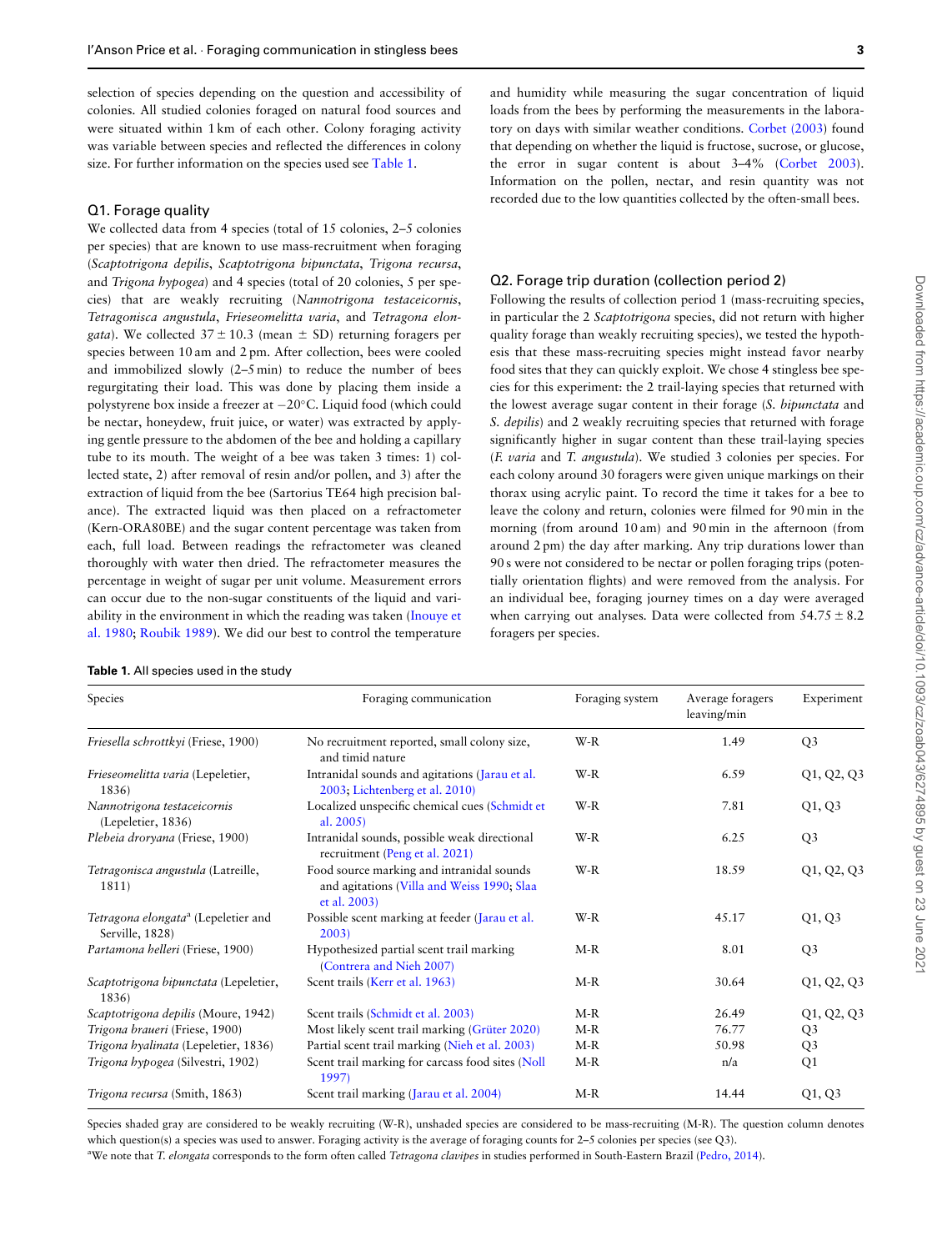selection of species depending on the question and accessibility of colonies. All studied colonies foraged on natural food sources and were situated within 1 km of each other. Colony foraging activity was variable between species and reflected the differences in colony size. For further information on the species used see Table 1.

## Q1. Forage quality

We collected data from 4 species (total of 15 colonies, 2–5 colonies per species) that are known to use mass-recruitment when foraging (*Scaptotrigona depilis*, *Scaptotrigona bipunctata*, *Trigona recursa*, and *Trigona hypogea*) and 4 species (total of 20 colonies, 5 per species) that are weakly recruiting (*Nannotrigona testaceicornis*, *Tetragonisca angustula*, *Frieseomelitta varia*, and *Tetragona elongata*). We collected $37 \pm 10.3$ (mean $\pm$ SD) returning foragers per species between 10 am and 2 pm. After collection, bees were cooled and immobilized slowly (2–5 min) to reduce the number of bees regurgitating their load. This was done by placing them inside a polystyrene box inside a freezer at $-20$°C. Liquid food (which could be nectar, honeydew, fruit juice, or water) was extracted by applying gentle pressure to the abdomen of the bee and holding a capillary tube to its mouth. The weight of a bee was taken 3 times: 1) collected state, 2) after removal of resin and/or pollen, and 3) after the extraction of liquid from the bee (Sartorius TE64 high precision balance). The extracted liquid was then placed on a refractometer (Kern-ORA80BE) and the sugar content percentage was taken from each, full load. Between readings the refractometer was cleaned thoroughly with water then dried. The refractometer measures the percentage in weight of sugar per unit volume. Measurement errors can occur due to the non-sugar constituents of the liquid and variability in the environment in which the reading was taken (Inouye et al. 1980; Roubik 1989). We did our best to control the temperature and humidity while measuring the sugar concentration of liquid loads from the bees by performing the measurements in the laboratory on days with similar weather conditions. Corbet (2003) found that depending on whether the liquid is fructose, sucrose, or glucose, the error in sugar content is about 3–4% (Corbet 2003). Information on the pollen, nectar, and resin quantity was not recorded due to the low quantities collected by the often-small bees.

## Q2. Forage trip duration (collection period 2)

Following the results of collection period 1 (mass-recruiting species, in particular the 2 *Scaptotrigona* species, did not return with higher quality forage than weakly recruiting species), we tested the hypothesis that these mass-recruiting species might instead favor nearby food sites that they can quickly exploit. We chose 4 stingless bee species for this experiment: the 2 trail-laying species that returned with the lowest average sugar content in their forage (*S. bipunctata* and *S. depilis*) and 2 weakly recruiting species that returned with forage significantly higher in sugar content than these trail-laying species (*F. varia* and *T. angustula*). We studied 3 colonies per species. For each colony around 30 foragers were given unique markings on their thorax using acrylic paint. To record the time it takes for a bee to leave the colony and return, colonies were filmed for 90 min in the morning (from around 10 am) and 90 min in the afternoon (from around 2 pm) the day after marking. Any trip durations lower than 90 s were not considered to be nectar or pollen foraging trips (potentially orientation flights) and were removed from the analysis. For an individual bee, foraging journey times on a day were averaged when carrying out analyses. Data were collected from $54.75 \pm 8.2$ foragers per species.

**Table 1.** All species used in the study

| Species | Foraging communication | Foraging system | Average foragers leaving/min | Experiment |
|---|---|---|---|---|
| *Friesella schrottkyi* (Friese, 1900) | No recruitment reported, small colony size, and timid nature | W-R | 1.49 | Q3 |
| *Frieseomelitta varia* (Lepeletier, 1836) | Intranidal sounds and agitations (Jarau et al. 2003; Lichtenberg et al. 2010) | W-R | 6.59 | Q1, Q2, Q3 |
| *Nannotrigona testaceicornis* (Lepeletier, 1836) | Localized unspecific chemical cues (Schmidt et al. 2005) | W-R | 7.81 | Q1, Q3 |
| *Plebeia droryana* (Friese, 1900) | Intranidal sounds, possible weak directional recruitment (Peng et al. 2021) | W-R | 6.25 | Q3 |
| *Tetragonisca angustula* (Latreille, 1811) | Food source marking and intranidal sounds and agitations (Villa and Weiss 1990; Slaa et al. 2003) | W-R | 18.59 | Q1, Q2, Q3 |
| *Tetragona elongata*[a] (Lepeletier and Serville, 1828) | Possible scent marking at feeder (Jarau et al. 2003) | W-R | 45.17 | Q1, Q3 |
| *Partamona helleri* (Friese, 1900) | Hypothesized partial scent trail marking (Contrera and Nieh 2007) | M-R | 8.01 | Q3 |
| *Scaptotrigona bipunctata* (Lepeletier, 1836) | Scent trails (Kerr et al. 1963) | M-R | 30.64 | Q1, Q2, Q3 |
| *Scaptotrigona depilis* (Moure, 1942) | Scent trails (Schmidt et al. 2003) | M-R | 26.49 | Q1, Q2, Q3 |
| *Trigona braueri* (Friese, 1900) | Most likely scent trail marking (Grüter 2020) | M-R | 76.77 | Q3 |
| *Trigona hyalinata* (Lepeletier, 1836) | Partial scent trail marking (Nieh et al. 2003) | M-R | 50.98 | Q3 |
| *Trigona hypogea* (Silvestri, 1902) | Scent trail marking for carcass food sites (Noll 1997) | M-R | n/a | Q1 |
| *Trigona recursa* (Smith, 1863) | Scent trail marking (Jarau et al. 2004) | M-R | 14.44 | Q1, Q3 |

Species shaded gray are considered to be weakly recruiting (W-R), unshaded species are considered to be mass-recruiting (M-R). The question column denotes which question(s) a species was used to answer. Foraging activity is the average of foraging counts for 2–5 colonies per species (see Q3).

[a]We note that *T. elongata* corresponds to the form often called *Tetragona clavipes* in studies performed in South-Eastern Brazil (Pedro, 2014).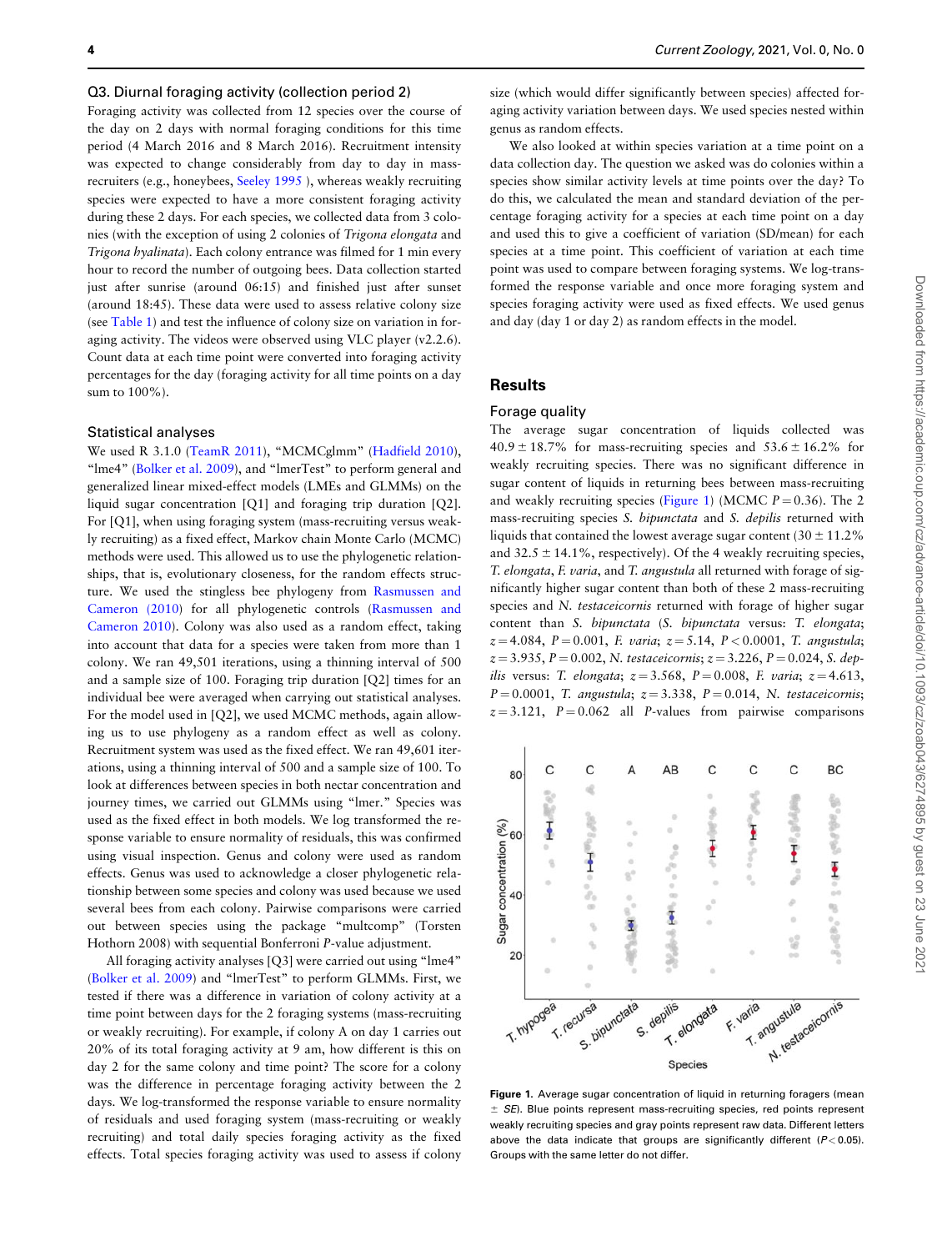### Q3. Diurnal foraging activity (collection period 2)

Foraging activity was collected from 12 species over the course of the day on 2 days with normal foraging conditions for this time period (4 March 2016 and 8 March 2016). Recruitment intensity was expected to change considerably from day to day in mass-recruiters (e.g., honeybees, Seeley 1995 ), whereas weakly recruiting species were expected to have a more consistent foraging activity during these 2 days. For each species, we collected data from 3 colonies (with the exception of using 2 colonies of *Trigona elongata* and *Trigona hyalinata*). Each colony entrance was filmed for 1 min every hour to record the number of outgoing bees. Data collection started just after sunrise (around 06:15) and finished just after sunset (around 18:45). These data were used to assess relative colony size (see Table 1) and test the influence of colony size on variation in foraging activity. The videos were observed using VLC player (v2.2.6). Count data at each time point were converted into foraging activity percentages for the day (foraging activity for all time points on a day sum to 100%).

### Statistical analyses

We used R 3.1.0 (TeamR 2011), "MCMCglmm" (Hadfield 2010), "lme4" (Bolker et al. 2009), and "lmerTest" to perform general and generalized linear mixed-effect models (LMEs and GLMMs) on the liquid sugar concentration [Q1] and foraging trip duration [Q2]. For [Q1], when using foraging system (mass-recruiting versus weakly recruiting) as a fixed effect, Markov chain Monte Carlo (MCMC) methods were used. This allowed us to use the phylogenetic relationships, that is, evolutionary closeness, for the random effects structure. We used the stingless bee phylogeny from Rasmussen and Cameron (2010) for all phylogenetic controls (Rasmussen and Cameron 2010). Colony was also used as a random effect, taking into account that data for a species were taken from more than 1 colony. We ran 49,501 iterations, using a thinning interval of 500 and a sample size of 100. Foraging trip duration [Q2] times for an individual bee were averaged when carrying out statistical analyses. For the model used in [Q2], we used MCMC methods, again allowing us to use phylogeny as a random effect as well as colony. Recruitment system was used as the fixed effect. We ran 49,601 iterations, using a thinning interval of 500 and a sample size of 100. To look at differences between species in both nectar concentration and journey times, we carried out GLMMs using "lmer." Species was used as the fixed effect in both models. We log transformed the response variable to ensure normality of residuals, this was confirmed using visual inspection. Genus and colony were used as random effects. Genus was used to acknowledge a closer phylogenetic relationship between some species and colony was used because we used several bees from each colony. Pairwise comparisons were carried out between species using the package "multcomp" (Torsten Hothorn 2008) with sequential Bonferroni *P*-value adjustment.

All foraging activity analyses [Q3] were carried out using "lme4" (Bolker et al. 2009) and "lmerTest" to perform GLMMs. First, we tested if there was a difference in variation of colony activity at a time point between days for the 2 foraging systems (mass-recruiting or weakly recruiting). For example, if colony A on day 1 carries out 20% of its total foraging activity at 9 am, how different is this on day 2 for the same colony and time point? The score for a colony was the difference in percentage foraging activity between the 2 days. We log-transformed the response variable to ensure normality of residuals and used foraging system (mass-recruiting or weakly recruiting) and total daily species foraging activity as the fixed effects. Total species foraging activity was used to assess if colony size (which would differ significantly between species) affected foraging activity variation between days. We used species nested within genus as random effects.

We also looked at within species variation at a time point on a data collection day. The question we asked was do colonies within a species show similar activity levels at time points over the day? To do this, we calculated the mean and standard deviation of the percentage foraging activity for a species at each time point on a day and used this to give a coefficient of variation (SD/mean) for each species at a time point. This coefficient of variation at each time point was used to compare between foraging systems. We log-transformed the response variable and once more foraging system and species foraging activity were used as fixed effects. We used genus and day (day 1 or day 2) as random effects in the model.

## Results

### Forage quality

The average sugar concentration of liquids collected was $40.9 \pm 18.7\%$ for mass-recruiting species and $53.6 \pm 16.2\%$ for weakly recruiting species. There was no significant difference in sugar content of liquids in returning bees between mass-recruiting and weakly recruiting species (Figure 1) (MCMC $P = 0.36$). The 2 mass-recruiting species *S. bipunctata* and *S. depilis* returned with liquids that contained the lowest average sugar content ($30 \pm 11.2\%$ and $32.5 \pm 14.1\%$, respectively). Of the 4 weakly recruiting species, *T. elongata*, *F. varia*, and *T. angustula* all returned with forage of significantly higher sugar content than both of these 2 mass-recruiting species and *N. testaceicornis* returned with forage of higher sugar content than *S. bipunctata* (*S. bipunctata* versus: *T. elongata*; $z = 4.084$, $P = 0.001$, *F. varia*; $z = 5.14$, $P < 0.0001$, *T. angustula*; $z = 3.935$, $P = 0.002$, *N. testaceicornis*; $z = 3.226$, $P = 0.024$, *S. depilis* versus: *T. elongata*; $z = 3.568$, $P = 0.008$, *F. varia*; $z = 4.613$, $P = 0.0001$, *T. angustula*; $z = 3.338$, $P = 0.014$, *N. testaceicornis*; $z = 3.121$, $P = 0.062$ all *P*-values from pairwise comparisons

**Figure 1.** Average sugar concentration of liquid in returning foragers (mean ± *SE*). Blue points represent mass-recruiting species, red points represent weakly recruiting species and gray points represent raw data. Different letters above the data indicate that groups are significantly different ($P < 0.05$). Groups with the same letter do not differ.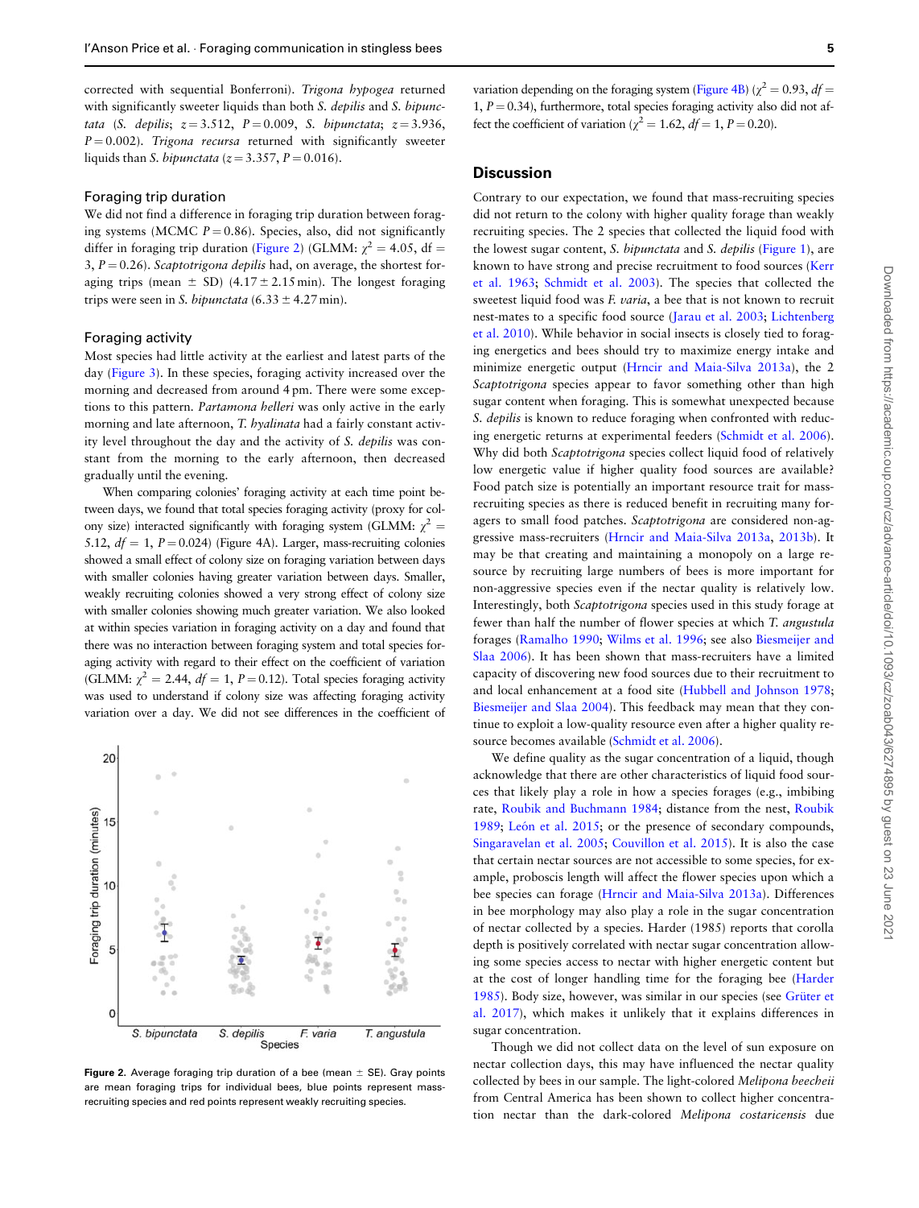corrected with sequential Bonferroni). *Trigona hypogea* returned with significantly sweeter liquids than both *S. depilis* and *S. bipunctata* (*S. depilis*; $z = 3.512$, $P = 0.009$, *S. bipunctata*; $z = 3.936$, $P = 0.002$). *Trigona recursa* returned with significantly sweeter liquids than *S. bipunctata* ($z = 3.357$, $P = 0.016$).

### Foraging trip duration

We did not find a difference in foraging trip duration between foraging systems (MCMC $P = 0.86$). Species, also, did not significantly differ in foraging trip duration (Figure 2) (GLMM: $\chi^2 = 4.05$, df = 3, $P = 0.26$). *Scaptotrigona depilis* had, on average, the shortest foraging trips (mean ± SD) (4.17 ± 2.15 min). The longest foraging trips were seen in *S. bipunctata* (6.33 ± 4.27 min).

### Foraging activity

Most species had little activity at the earliest and latest parts of the day (Figure 3). In these species, foraging activity increased over the morning and decreased from around 4 pm. There were some exceptions to this pattern. *Partamona helleri* was only active in the early morning and late afternoon, *T. hyalinata* had a fairly constant activity level throughout the day and the activity of *S. depilis* was constant from the morning to the early afternoon, then decreased gradually until the evening.

When comparing colonies' foraging activity at each time point between days, we found that total species foraging activity (proxy for colony size) interacted significantly with foraging system (GLMM: $\chi^2 = 5.12$, $df = 1$, $P = 0.024$) (Figure 4A). Larger, mass-recruiting colonies showed a small effect of colony size on foraging variation between days with smaller colonies having greater variation between days. Smaller, weakly recruiting colonies showed a very strong effect of colony size with smaller colonies showing much greater variation. We also looked at within species variation in foraging activity on a day and found that there was no interaction between foraging system and total species foraging activity with regard to the coefficient of variation (GLMM: $\chi^2 = 2.44$, $df = 1$, $P = 0.12$). Total species foraging activity was used to understand if colony size was affecting foraging activity variation over a day. We did not see differences in the coefficient of variation depending on the foraging system (Figure 4B) ($\chi^2 = 0.93$, $df = 1$, $P = 0.34$), furthermore, total species foraging activity also did not affect the coefficient of variation ($\chi^2 = 1.62$, $df = 1$, $P = 0.20$).

**Figure 2.** Average foraging trip duration of a bee (mean ± SE). Gray points are mean foraging trips for individual bees, blue points represent mass-recruiting species and red points represent weakly recruiting species.

## Discussion

Contrary to our expectation, we found that mass-recruiting species did not return to the colony with higher quality forage than weakly recruiting species. The 2 species that collected the liquid food with the lowest sugar content, *S. bipunctata* and *S. depilis* (Figure 1), are known to have strong and precise recruitment to food sources (Kerr et al. 1963; Schmidt et al. 2003). The species that collected the sweetest liquid food was *F. varia*, a bee that is not known to recruit nest-mates to a specific food source (Jarau et al. 2003; Lichtenberg et al. 2010). While behavior in social insects is closely tied to foraging energetics and bees should try to maximize energy intake and minimize energetic output (Hrncir and Maia-Silva 2013a), the 2 *Scaptotrigona* species appear to favor something other than high sugar content when foraging. This is somewhat unexpected because *S. depilis* is known to reduce foraging when confronted with reducing energetic returns at experimental feeders (Schmidt et al. 2006). Why did both *Scaptotrigona* species collect liquid food of relatively low energetic value if higher quality food sources are available? Food patch size is potentially an important resource trait for mass-recruiting species as there is reduced benefit in recruiting many foragers to small food patches. *Scaptotrigona* are considered non-aggressive mass-recruiters (Hrncir and Maia-Silva 2013a, 2013b). It may be that creating and maintaining a monopoly on a large resource by recruiting large numbers of bees is more important for non-aggressive species even if the nectar quality is relatively low. Interestingly, both *Scaptotrigona* species used in this study forage at fewer than half the number of flower species at which *T. angustula* forages (Ramalho 1990; Wilms et al. 1996; see also Biesmeijer and Slaa 2006). It has been shown that mass-recruiters have a limited capacity of discovering new food sources due to their recruitment to and local enhancement at a food site (Hubbell and Johnson 1978; Biesmeijer and Slaa 2004). This feedback may mean that they continue to exploit a low-quality resource even after a higher quality resource becomes available (Schmidt et al. 2006).

We define quality as the sugar concentration of a liquid, though acknowledge that there are other characteristics of liquid food sources that likely play a role in how a species forages (e.g., imbibing rate, Roubik and Buchmann 1984; distance from the nest, Roubik 1989; León et al. 2015; or the presence of secondary compounds, Singaravelan et al. 2005; Couvillon et al. 2015). It is also the case that certain nectar sources are not accessible to some species, for example, proboscis length will affect the flower species upon which a bee species can forage (Hrncir and Maia-Silva 2013a). Differences in bee morphology may also play a role in the sugar concentration of nectar collected by a species. Harder (1985) reports that corolla depth is positively correlated with nectar sugar concentration allowing some species access to nectar with higher energetic content but at the cost of longer handling time for the foraging bee (Harder 1985). Body size, however, was similar in our species (see Grüter et al. 2017), which makes it unlikely that it explains differences in sugar concentration.

Though we did not collect data on the level of sun exposure on nectar collection days, this may have influenced the nectar quality collected by bees in our sample. The light-colored *Melipona beecheii* from Central America has been shown to collect higher concentration nectar than the dark-colored *Melipona costaricensis* due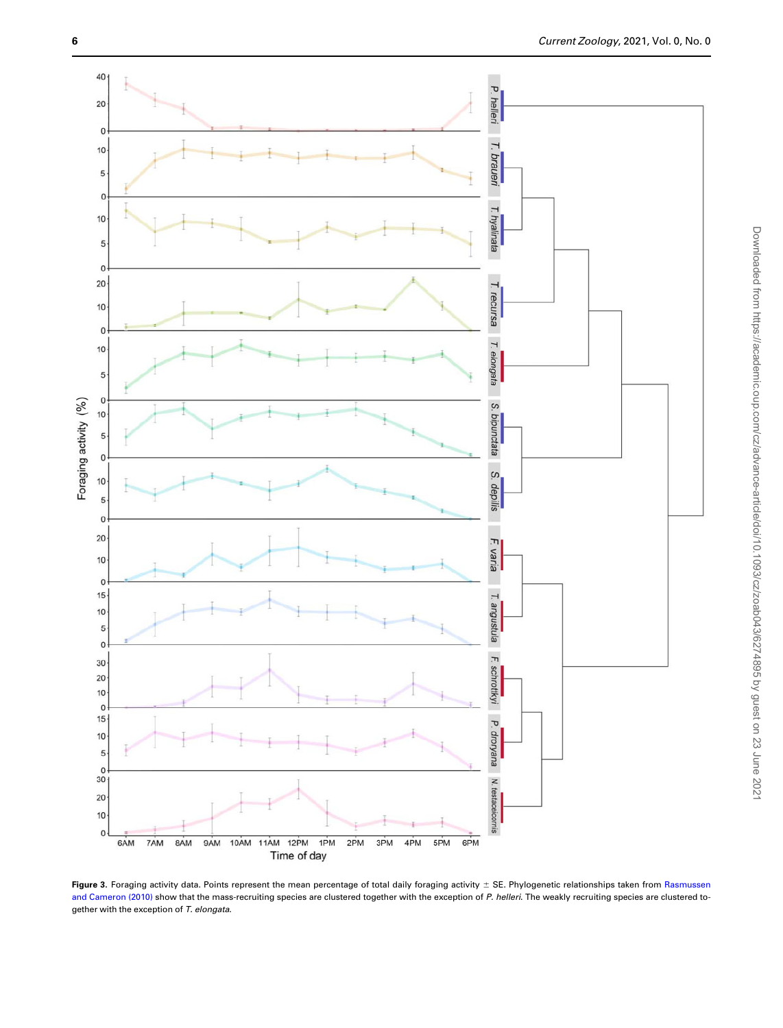**Figure 3.** Foraging activity data. Points represent the mean percentage of total daily foraging activity ± SE. Phylogenetic relationships taken from Rasmussen and Cameron (2010) show that the mass-recruiting species are clustered together with the exception of *P. helleri*. The weakly recruiting species are clustered together with the exception of *T. elongata*.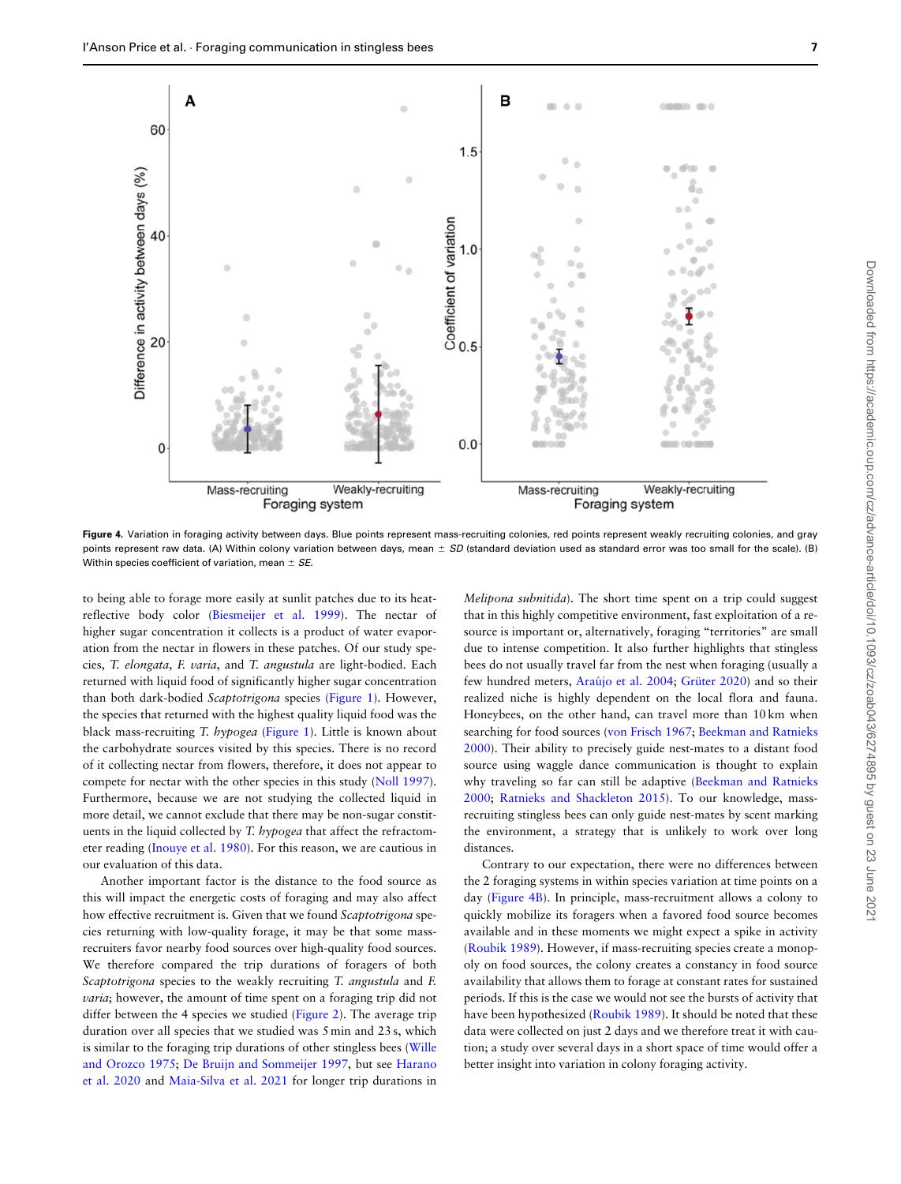Figure 4. Variation in foraging activity between days. Blue points represent mass-recruiting colonies, red points represent weakly recruiting colonies, and gray points represent raw data. (A) Within colony variation between days, mean ± *SD* (standard deviation used as standard error was too small for the scale). (B) Within species coefficient of variation, mean ± *SE*.

to being able to forage more easily at sunlit patches due to its heat-reflective body color (Biesmeijer et al. 1999). The nectar of higher sugar concentration it collects is a product of water evaporation from the nectar in flowers in these patches. Of our study species, *T. elongata*, *F. varia*, and *T. angustula* are light-bodied. Each returned with liquid food of significantly higher sugar concentration than both dark-bodied *Scaptotrigona* species (Figure 1). However, the species that returned with the highest quality liquid food was the black mass-recruiting *T. hypogea* (Figure 1). Little is known about the carbohydrate sources visited by this species. There is no record of it collecting nectar from flowers, therefore, it does not appear to compete for nectar with the other species in this study (Noll 1997). Furthermore, because we are not studying the collected liquid in more detail, we cannot exclude that there may be non-sugar constituents in the liquid collected by *T. hypogea* that affect the refractometer reading (Inouye et al. 1980). For this reason, we are cautious in our evaluation of this data.

Another important factor is the distance to the food source as this will impact the energetic costs of foraging and may also affect how effective recruitment is. Given that we found *Scaptotrigona* species returning with low-quality forage, it may be that some mass-recruiters favor nearby food sources over high-quality food sources. We therefore compared the trip durations of foragers of both *Scaptotrigona* species to the weakly recruiting *T. angustula* and *F. varia*; however, the amount of time spent on a foraging trip did not differ between the 4 species we studied (Figure 2). The average trip duration over all species that we studied was 5 min and 23 s, which is similar to the foraging trip durations of other stingless bees (Wille and Orozco 1975; De Bruijn and Sommeijer 1997, but see Harano et al. 2020 and Maia-Silva et al. 2021 for longer trip durations in *Melipona subnitida*). The short time spent on a trip could suggest that in this highly competitive environment, fast exploitation of a resource is important or, alternatively, foraging "territories" are small due to intense competition. It also further highlights that stingless bees do not usually travel far from the nest when foraging (usually a few hundred meters, Araújo et al. 2004; Grüter 2020) and so their realized niche is highly dependent on the local flora and fauna. Honeybees, on the other hand, can travel more than 10 km when searching for food sources (von Frisch 1967; Beekman and Ratnieks 2000). Their ability to precisely guide nest-mates to a distant food source using waggle dance communication is thought to explain why traveling so far can still be adaptive (Beekman and Ratnieks 2000; Ratnieks and Shackleton 2015). To our knowledge, mass-recruiting stingless bees can only guide nest-mates by scent marking the environment, a strategy that is unlikely to work over long distances.

Contrary to our expectation, there were no differences between the 2 foraging systems in within species variation at time points on a day (Figure 4B). In principle, mass-recruitment allows a colony to quickly mobilize its foragers when a favored food source becomes available and in these moments we might expect a spike in activity (Roubik 1989). However, if mass-recruiting species create a monopoly on food sources, the colony creates a constancy in food source availability that allows them to forage at constant rates for sustained periods. If this is the case we would not see the bursts of activity that have been hypothesized (Roubik 1989). It should be noted that these data were collected on just 2 days and we therefore treat it with caution; a study over several days in a short space of time would offer a better insight into variation in colony foraging activity.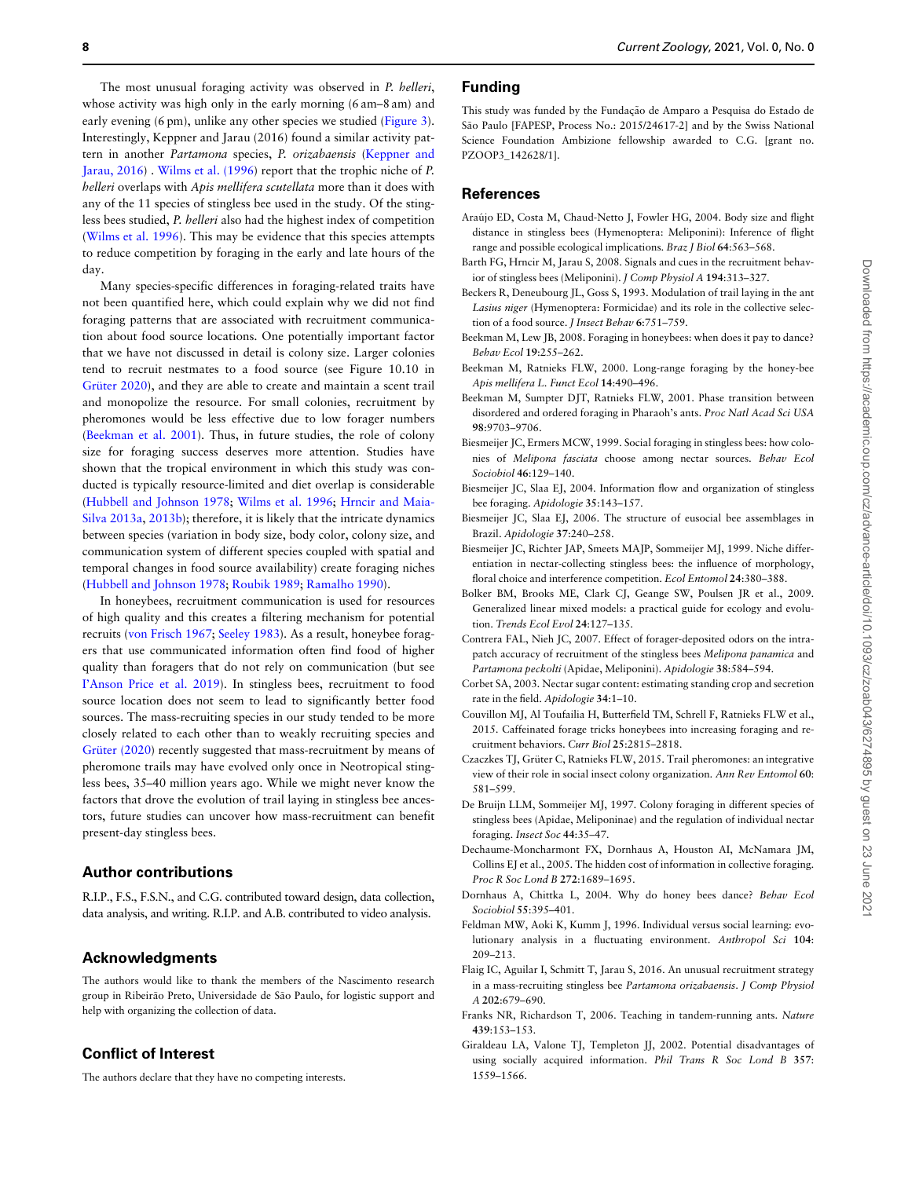The most unusual foraging activity was observed in *P. helleri*, whose activity was high only in the early morning (6 am–8 am) and early evening (6 pm), unlike any other species we studied (Figure 3). Interestingly, Keppner and Jarau (2016) found a similar activity pattern in another *Partamona* species, *P. orizabaensis* (Keppner and Jarau, 2016) . Wilms et al. (1996) report that the trophic niche of *P. helleri* overlaps with *Apis mellifera scutellata* more than it does with any of the 11 species of stingless bee used in the study. Of the stingless bees studied, *P. helleri* also had the highest index of competition (Wilms et al. 1996). This may be evidence that this species attempts to reduce competition by foraging in the early and late hours of the day.

Many species-specific differences in foraging-related traits have not been quantified here, which could explain why we did not find foraging patterns that are associated with recruitment communication about food source locations. One potentially important factor that we have not discussed in detail is colony size. Larger colonies tend to recruit nestmates to a food source (see Figure 10.10 in Grüter 2020), and they are able to create and maintain a scent trail and monopolize the resource. For small colonies, recruitment by pheromones would be less effective due to low forager numbers (Beekman et al. 2001). Thus, in future studies, the role of colony size for foraging success deserves more attention. Studies have shown that the tropical environment in which this study was conducted is typically resource-limited and diet overlap is considerable (Hubbell and Johnson 1978; Wilms et al. 1996; Hrncir and Maia-Silva 2013a, 2013b); therefore, it is likely that the intricate dynamics between species (variation in body size, body color, colony size, and communication system of different species coupled with spatial and temporal changes in food source availability) create foraging niches (Hubbell and Johnson 1978; Roubik 1989; Ramalho 1990).

In honeybees, recruitment communication is used for resources of high quality and this creates a filtering mechanism for potential recruits (von Frisch 1967; Seeley 1983). As a result, honeybee foragers that use communicated information often find food of higher quality than foragers that do not rely on communication (but see I'Anson Price et al. 2019). In stingless bees, recruitment to food source location does not seem to lead to significantly better food sources. The mass-recruiting species in our study tended to be more closely related to each other than to weakly recruiting species and Grüter (2020) recently suggested that mass-recruitment by means of pheromone trails may have evolved only once in Neotropical stingless bees, 35–40 million years ago. While we might never know the factors that drove the evolution of trail laying in stingless bee ancestors, future studies can uncover how mass-recruitment can benefit present-day stingless bees.

## Author contributions

R.I.P., F.S., F.S.N., and C.G. contributed toward design, data collection, data analysis, and writing. R.I.P. and A.B. contributed to video analysis.

## Acknowledgments

The authors would like to thank the members of the Nascimento research group in Ribeirão Preto, Universidade de São Paulo, for logistic support and help with organizing the collection of data.

## Conflict of Interest

The authors declare that they have no competing interests.

## Funding

This study was funded by the Fundação de Amparo a Pesquisa do Estado de São Paulo [FAPESP, Process No.: 2015/24617-2] and by the Swiss National Science Foundation Ambizione fellowship awarded to C.G. [grant no. PZOOP3_142628/1].

## References

Araújo ED, Costa M, Chaud-Netto J, Fowler HG, 2004. Body size and flight distance in stingless bees (Hymenoptera: Meliponini): Inference of flight range and possible ecological implications. *Braz J Biol* **64**:563–568.

Barth FG, Hrncir M, Jarau S, 2008. Signals and cues in the recruitment behavior of stingless bees (Meliponini). *J Comp Physiol A* **194**:313–327.

Beckers R, Deneubourg JL, Goss S, 1993. Modulation of trail laying in the ant *Lasius niger* (Hymenoptera: Formicidae) and its role in the collective selection of a food source. *J Insect Behav* **6**:751–759.

Beekman M, Lew JB, 2008. Foraging in honeybees: when does it pay to dance? *Behav Ecol* **19**:255–262.

Beekman M, Ratnieks FLW, 2000. Long-range foraging by the honey-bee *Apis mellifera L. Funct Ecol* **14**:490–496.

Beekman M, Sumpter DJT, Ratnieks FLW, 2001. Phase transition between disordered and ordered foraging in Pharaoh's ants. *Proc Natl Acad Sci USA* **98**:9703–9706.

Biesmeijer JC, Ermers MCW, 1999. Social foraging in stingless bees: how colonies of *Melipona fasciata* choose among nectar sources. *Behav Ecol Sociobiol* **46**:129–140.

Biesmeijer JC, Slaa EJ, 2004. Information flow and organization of stingless bee foraging. *Apidologie* **35**:143–157.

Biesmeijer JC, Slaa EJ, 2006. The structure of eusocial bee assemblages in Brazil. *Apidologie* **37**:240–258.

Biesmeijer JC, Richter JAP, Smeets MAJP, Sommeijer MJ, 1999. Niche differentiation in nectar-collecting stingless bees: the influence of morphology, floral choice and interference competition. *Ecol Entomol* **24**:380–388.

Bolker BM, Brooks ME, Clark CJ, Geange SW, Poulsen JR et al., 2009. Generalized linear mixed models: a practical guide for ecology and evolution. *Trends Ecol Evol* **24**:127–135.

Contrera FAL, Nieh JC, 2007. Effect of forager-deposited odors on the intra-patch accuracy of recruitment of the stingless bees *Melipona panamica* and *Partamona peckolti* (Apidae, Meliponini). *Apidologie* **38**:584–594.

Corbet SA, 2003. Nectar sugar content: estimating standing crop and secretion rate in the field. *Apidologie* **34**:1–10.

Couvillon MJ, Al Toufailia H, Butterfield TM, Schrell F, Ratnieks FLW et al., 2015. Caffeinated forage tricks honeybees into increasing foraging and recruitment behaviors. *Curr Biol* **25**:2815–2818.

Czaczkes TJ, Grüter C, Ratnieks FLW, 2015. Trail pheromones: an integrative view of their role in social insect colony organization. *Ann Rev Entomol* **60**: 581–599.

De Bruijn LLM, Sommeijer MJ, 1997. Colony foraging in different species of stingless bees (Apidae, Meliponinae) and the regulation of individual nectar foraging. *Insect Soc* **44**:35–47.

Dechaume-Moncharmont FX, Dornhaus A, Houston AI, McNamara JM, Collins EJ et al., 2005. The hidden cost of information in collective foraging. *Proc R Soc Lond B* **272**:1689–1695.

Dornhaus A, Chittka L, 2004. Why do honey bees dance? *Behav Ecol Sociobiol* **55**:395–401.

Feldman MW, Aoki K, Kumm J, 1996. Individual versus social learning: evolutionary analysis in a fluctuating environment. *Anthropol Sci* **104**: 209–213.

Flaig IC, Aguilar I, Schmitt T, Jarau S, 2016. An unusual recruitment strategy in a mass-recruiting stingless bee *Partamona orizabaensis*. *J Comp Physiol A* **202**:679–690.

Franks NR, Richardson T, 2006. Teaching in tandem-running ants. *Nature* **439**:153–153.

Giraldeau LA, Valone TJ, Templeton JJ, 2002. Potential disadvantages of using socially acquired information. *Phil Trans R Soc Lond B* **357**: 1559–1566.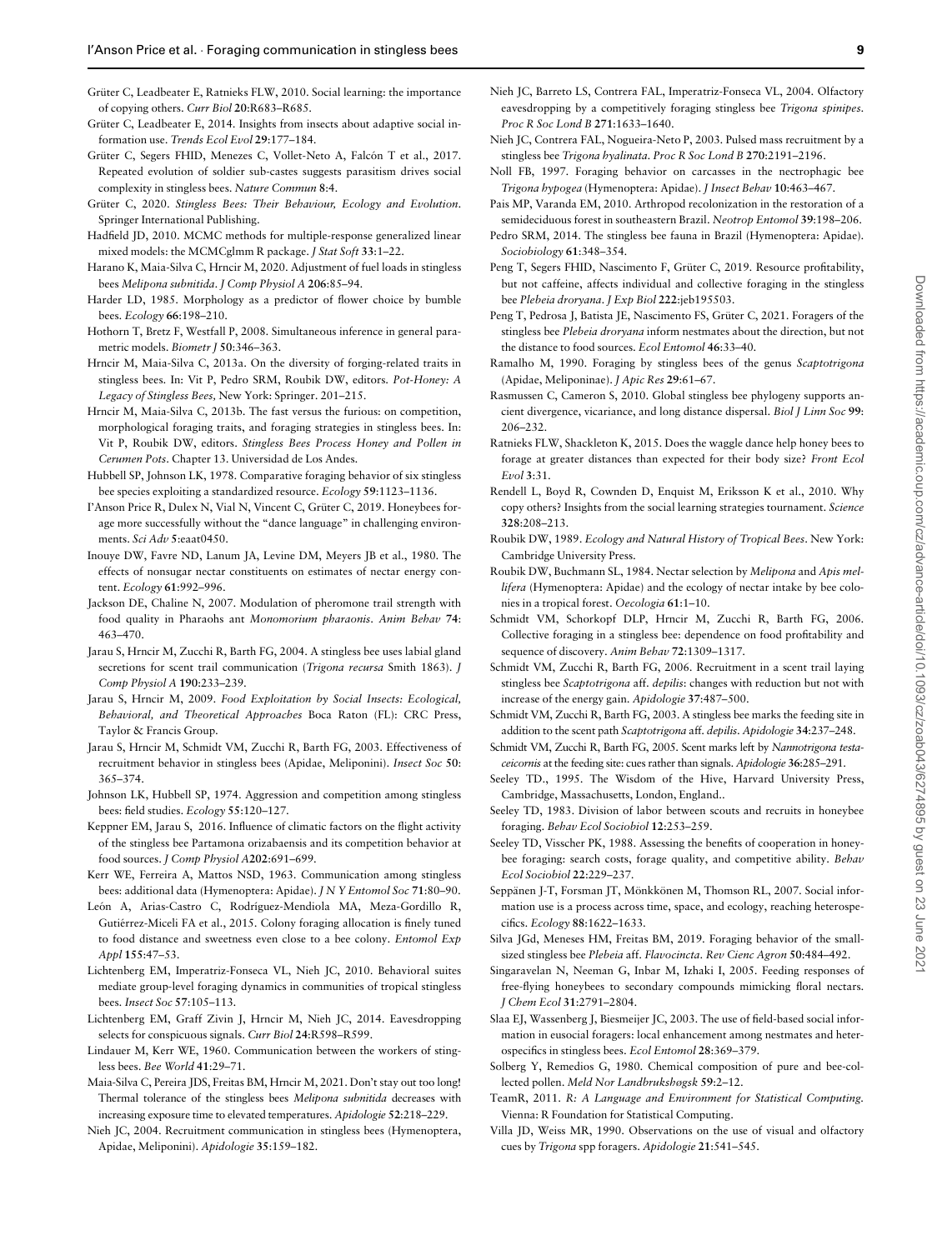Grüter C, Leadbeater E, Ratnieks FLW, 2010. Social learning: the importance of copying others. *Curr Biol* **20**:R683–R685.

Grüter C, Leadbeater E, 2014. Insights from insects about adaptive social information use. *Trends Ecol Evol* **29**:177–184.

Grüter C, Segers FHID, Menezes C, Vollet-Neto A, Falcón T et al., 2017. Repeated evolution of soldier sub-castes suggests parasitism drives social complexity in stingless bees. *Nature Commun* **8**:4.

Grüter C, 2020. *Stingless Bees: Their Behaviour, Ecology and Evolution*. Springer International Publishing.

Hadfield JD, 2010. MCMC methods for multiple-response generalized linear mixed models: the MCMCglmm R package. *J Stat Soft* **33**:1–22.

Harano K, Maia-Silva C, Hrncir M, 2020. Adjustment of fuel loads in stingless bees *Melipona subnitida*. *J Comp Physiol A* **206**:85–94.

Harder LD, 1985. Morphology as a predictor of flower choice by bumble bees. *Ecology* **66**:198–210.

Hothorn T, Bretz F, Westfall P, 2008. Simultaneous inference in general parametric models. *Biometr J* **50**:346–363.

Hrncir M, Maia-Silva C, 2013a. On the diversity of forging-related traits in stingless bees. In: Vit P, Pedro SRM, Roubik DW, editors. *Pot-Honey: A Legacy of Stingless Bees,* New York: Springer. 201–215.

Hrncir M, Maia-Silva C, 2013b. The fast versus the furious: on competition, morphological foraging traits, and foraging strategies in stingless bees. In: Vit P, Roubik DW, editors. *Stingless Bees Process Honey and Pollen in Cerumen Pots*. Chapter 13. Universidad de Los Andes.

Hubbell SP, Johnson LK, 1978. Comparative foraging behavior of six stingless bee species exploiting a standardized resource. *Ecology* **59**:1123–1136.

I'Anson Price R, Dulex N, Vial N, Vincent C, Grüter C, 2019. Honeybees forage more successfully without the "dance language" in challenging environments. *Sci Adv* **5**:eaat0450.

Inouye DW, Favre ND, Lanum JA, Levine DM, Meyers JB et al., 1980. The effects of nonsugar nectar constituents on estimates of nectar energy content. *Ecology* **61**:992–996.

Jackson DE, Chaline N, 2007. Modulation of pheromone trail strength with food quality in Pharaohs ant *Monomorium pharaonis*. *Anim Behav* **74**: 463–470.

Jarau S, Hrncir M, Zucchi R, Barth FG, 2004. A stingless bee uses labial gland secretions for scent trail communication (*Trigona recursa* Smith 1863). *J Comp Physiol A* **190**:233–239.

Jarau S, Hrncir M, 2009. *Food Exploitation by Social Insects: Ecological, Behavioral, and Theoretical Approaches* Boca Raton (FL): CRC Press, Taylor & Francis Group.

Jarau S, Hrncir M, Schmidt VM, Zucchi R, Barth FG, 2003. Effectiveness of recruitment behavior in stingless bees (Apidae, Meliponini). *Insect Soc* **50**: 365–374.

Johnson LK, Hubbell SP, 1974. Aggression and competition among stingless bees: field studies. *Ecology* **55**:120–127.

Keppner EM, Jarau S, 2016. Influence of climatic factors on the flight activity of the stingless bee Partamona orizabaensis and its competition behavior at food sources. *J Comp Physiol A* **202**:691–699.

Kerr WE, Ferreira A, Mattos NSD, 1963. Communication among stingless bees: additional data (Hymenoptera: Apidae). *J N Y Entomol Soc* **71**:80–90.

León A, Arias-Castro C, Rodriguez-Mendiola MA, Meza-Gordillo R, Gutiérrez-Miceli FA et al., 2015. Colony foraging allocation is finely tuned to food distance and sweetness even close to a bee colony. *Entomol Exp Appl* **155**:47–53.

Lichtenberg EM, Imperatriz-Fonseca VL, Nieh JC, 2010. Behavioral suites mediate group-level foraging dynamics in communities of tropical stingless bees. *Insect Soc* **57**:105–113.

Lichtenberg EM, Graff Zivin J, Hrncir M, Nieh JC, 2014. Eavesdropping selects for conspicuous signals. *Curr Biol* **24**:R598–R599.

Lindauer M, Kerr WE, 1960. Communication between the workers of stingless bees. *Bee World* **41**:29–71.

Maia-Silva C, Pereira JDS, Freitas BM, Hrncir M, 2021. Don't stay out too long! Thermal tolerance of the stingless bees *Melipona subnitida* decreases with increasing exposure time to elevated temperatures. *Apidologie* **52**:218–229.

Nieh JC, 2004. Recruitment communication in stingless bees (Hymenoptera, Apidae, Meliponini). *Apidologie* **35**:159–182.

Nieh JC, Barreto LS, Contrera FAL, Imperatriz-Fonseca VL, 2004. Olfactory eavesdropping by a competitively foraging stingless bee *Trigona spinipes*. *Proc R Soc Lond B* **271**:1633–1640.

Nieh JC, Contrera FAL, Nogueira-Neto P, 2003. Pulsed mass recruitment by a stingless bee *Trigona hyalinata*. *Proc R Soc Lond B* **270**:2191–2196.

Noll FB, 1997. Foraging behavior on carcasses in the nectrophagic bee *Trigona hypogea* (Hymenoptera: Apidae). *J Insect Behav* **10**:463–467.

Pais MP, Varanda EM, 2010. Arthropod recolonization in the restoration of a semideciduous forest in southeastern Brazil. *Neotrop Entomol* **39**:198–206.

Pedro SRM, 2014. The stingless bee fauna in Brazil (Hymenoptera: Apidae). *Sociobiology* **61**:348–354.

Peng T, Segers FHID, Nascimento F, Grüter C, 2019. Resource profitability, but not caffeine, affects individual and collective foraging in the stingless bee *Plebeia droryana*. *J Exp Biol* **222**:jeb195503.

Peng T, Pedrosa J, Batista JE, Nascimento FS, Grüter C, 2021. Foragers of the stingless bee *Plebeia droryana* inform nestmates about the direction, but not the distance to food sources. *Ecol Entomol* **46**:33–40.

Ramalho M, 1990. Foraging by stingless bees of the genus *Scaptotrigona* (Apidae, Meliponinae). *J Apic Res* **29**:61–67.

Rasmussen C, Cameron S, 2010. Global stingless bee phylogeny supports ancient divergence, vicariance, and long distance dispersal. *Biol J Linn Soc* **99**: 206–232.

Ratnieks FLW, Shackleton K, 2015. Does the waggle dance help honey bees to forage at greater distances than expected for their body size? *Front Ecol Evol* **3**:31.

Rendell L, Boyd R, Cownden D, Enquist M, Eriksson K et al., 2010. Why copy others? Insights from the social learning strategies tournament. *Science* **328**:208–213.

Roubik DW, 1989. *Ecology and Natural History of Tropical Bees*. New York: Cambridge University Press.

Roubik DW, Buchmann SL, 1984. Nectar selection by *Melipona* and *Apis mellifera* (Hymenoptera: Apidae) and the ecology of nectar intake by bee colonies in a tropical forest. *Oecologia* **61**:1–10.

Schmidt VM, Schorkopf DLP, Hrncir M, Zucchi R, Barth FG, 2006. Collective foraging in a stingless bee: dependence on food profitability and sequence of discovery. *Anim Behav* **72**:1309–1317.

Schmidt VM, Zucchi R, Barth FG, 2006. Recruitment in a scent trail laying stingless bee *Scaptotrigona* aff. *depilis*: changes with reduction but not with increase of the energy gain. *Apidologie* **37**:487–500.

Schmidt VM, Zucchi R, Barth FG, 2003. A stingless bee marks the feeding site in addition to the scent path *Scaptotrigona* aff. *depilis*. *Apidologie* **34**:237–248.

Schmidt VM, Zucchi R, Barth FG, 2005. Scent marks left by *Nannotrigona testaceicornis* at the feeding site: cues rather than signals. *Apidologie* **36**:285–291.

Seeley TD., 1995. The Wisdom of the Hive, Harvard University Press, Cambridge, Massachusetts, London, England..

Seeley TD, 1983. Division of labor between scouts and recruits in honeybee foraging. *Behav Ecol Sociobiol* **12**:253–259.

Seeley TD, Visscher PK, 1988. Assessing the benefits of cooperation in honeybee foraging: search costs, forage quality, and competitive ability. *Behav Ecol Sociobiol* **22**:229–237.

Seppänen J-T, Forsman JT, Mönkkönen M, Thomson RL, 2007. Social information use is a process across time, space, and ecology, reaching heterospecifics. *Ecology* **88**:1622–1633.

Silva JGd, Meneses HM, Freitas BM, 2019. Foraging behavior of the small-sized stingless bee *Plebeia* aff. *Flavocincta*. *Rev Cienc Agron* **50**:484–492.

Singaravelan N, Neeman G, Inbar M, Izhaki I, 2005. Feeding responses of free-flying honeybees to secondary compounds mimicking floral nectars. *J Chem Ecol* **31**:2791–2804.

Slaa EJ, Wassenberg J, Biesmeijer JC, 2003. The use of field-based social information in eusocial foragers: local enhancement among nestmates and heterospecifics in stingless bees. *Ecol Entomol* **28**:369–379.

Solberg Y, Remedios G, 1980. Chemical composition of pure and bee-collected pollen. *Meld Nor Landbrukshøgsk* **59**:2–12.

TeamR, 2011. *R: A Language and Environment for Statistical Computing.* Vienna: R Foundation for Statistical Computing.

Villa JD, Weiss MR, 1990. Observations on the use of visual and olfactory cues by *Trigona* spp foragers. *Apidologie* **21**:541–545.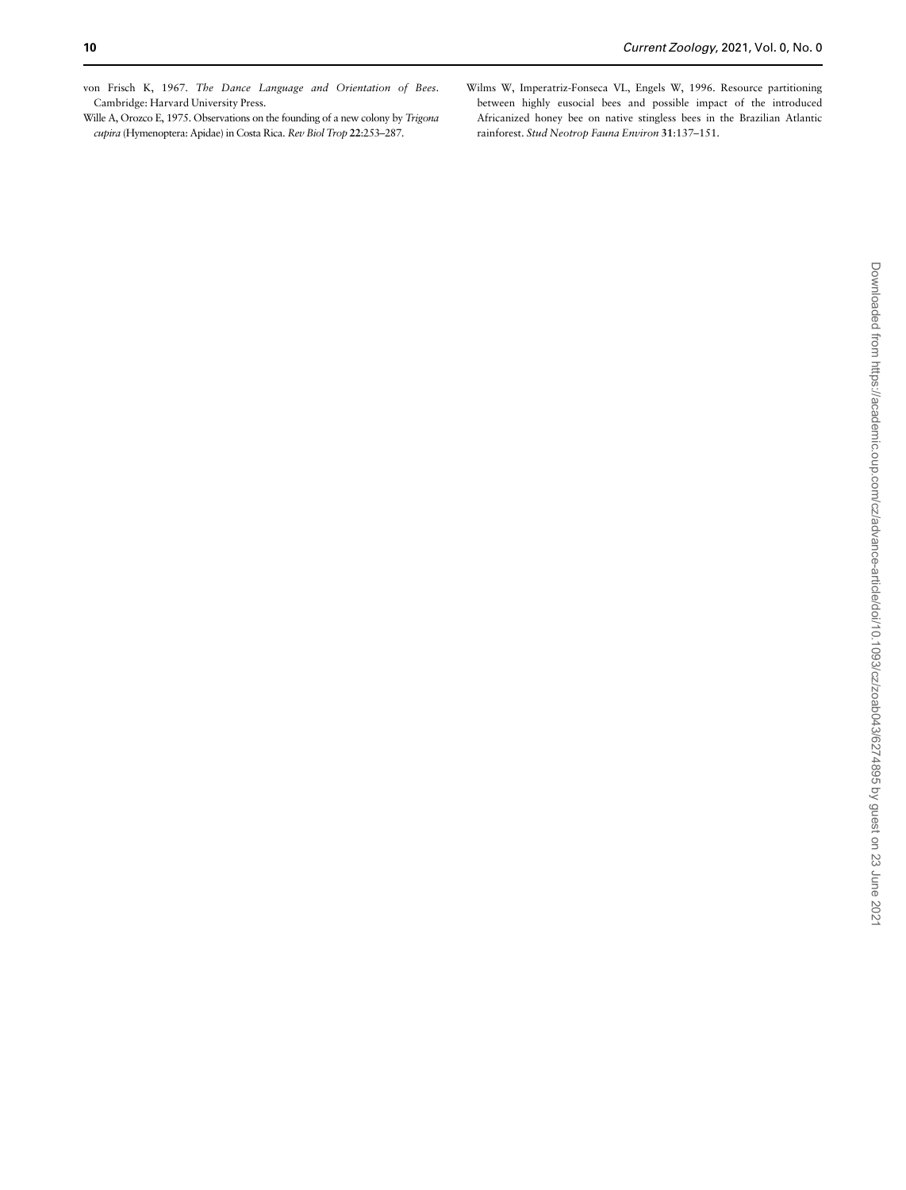von Frisch K, 1967. *The Dance Language and Orientation of Bees*. Cambridge: Harvard University Press.

Wille A, Orozco E, 1975. Observations on the founding of a new colony by *Trigona cupira* (Hymenoptera: Apidae) in Costa Rica. *Rev Biol Trop* **22**:253–287.

Wilms W, Imperatriz-Fonseca VL, Engels W, 1996. Resource partitioning between highly eusocial bees and possible impact of the introduced Africanized honey bee on native stingless bees in the Brazilian Atlantic rainforest. *Stud Neotrop Fauna Environ* **31**:137–151.